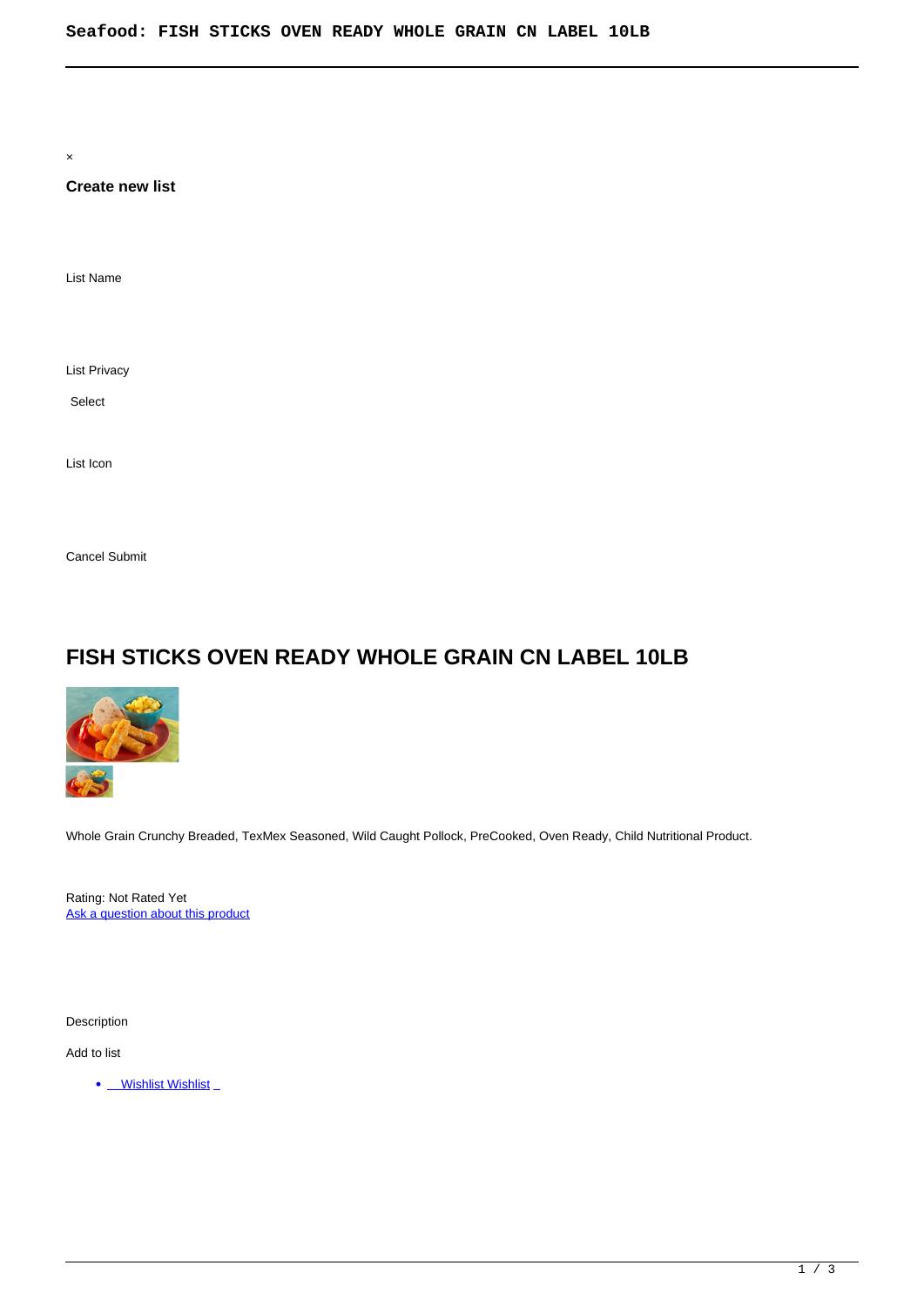×

**Create new list**

List Name

List Privacy

Select

List Icon

Cancel Submit

# FISH STICKS OVEN READY WHOLE GRAIN CN LABEL 10LB

Whole Grain Crunchy Breaded, TexMex Seasoned, Wild Caught Pollock, PreCooked, Oven Ready, Child Nutritional Product.

Rating: Not Rated Yet
[Ask a question about this product]()

Description

Add to list

- [Wishlist Wishlist]()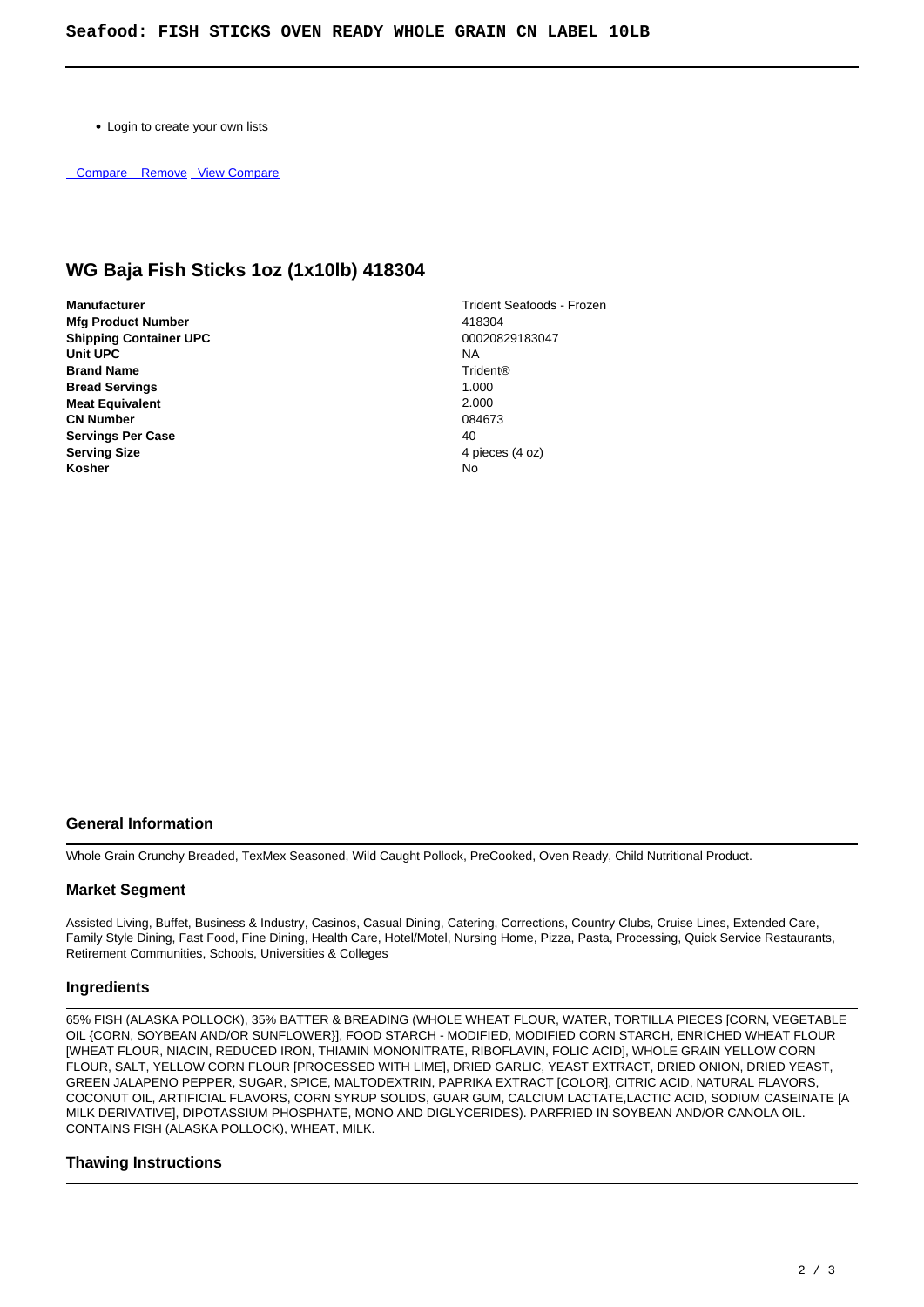Seafood: FISH STICKS OVEN READY WHOLE GRAIN CN LABEL 10LB

- Login to create your own lists

Compare Remove View Compare

## WG Baja Fish Sticks 1oz (1x10lb) 418304

| | |
|---|---|
| **Manufacturer** | Trident Seafoods - Frozen |
| **Mfg Product Number** | 418304 |
| **Shipping Container UPC** | 00020829183047 |
| **Unit UPC** | NA |
| **Brand Name** | Trident® |
| **Bread Servings** | 1.000 |
| **Meat Equivalent** | 2.000 |
| **CN Number** | 084673 |
| **Servings Per Case** | 40 |
| **Serving Size** | 4 pieces (4 oz) |
| **Kosher** | No |

### General Information

Whole Grain Crunchy Breaded, TexMex Seasoned, Wild Caught Pollock, PreCooked, Oven Ready, Child Nutritional Product.

### Market Segment

Assisted Living, Buffet, Business & Industry, Casinos, Casual Dining, Catering, Corrections, Country Clubs, Cruise Lines, Extended Care, Family Style Dining, Fast Food, Fine Dining, Health Care, Hotel/Motel, Nursing Home, Pizza, Pasta, Processing, Quick Service Restaurants, Retirement Communities, Schools, Universities & Colleges

### Ingredients

65% FISH (ALASKA POLLOCK), 35% BATTER & BREADING (WHOLE WHEAT FLOUR, WATER, TORTILLA PIECES [CORN, VEGETABLE OIL {CORN, SOYBEAN AND/OR SUNFLOWER}], FOOD STARCH - MODIFIED, MODIFIED CORN STARCH, ENRICHED WHEAT FLOUR [WHEAT FLOUR, NIACIN, REDUCED IRON, THIAMIN MONONITRATE, RIBOFLAVIN, FOLIC ACID], WHOLE GRAIN YELLOW CORN FLOUR, SALT, YELLOW CORN FLOUR [PROCESSED WITH LIME], DRIED GARLIC, YEAST EXTRACT, DRIED ONION, DRIED YEAST, GREEN JALAPENO PEPPER, SUGAR, SPICE, MALTODEXTRIN, PAPRIKA EXTRACT [COLOR], CITRIC ACID, NATURAL FLAVORS, COCONUT OIL, ARTIFICIAL FLAVORS, CORN SYRUP SOLIDS, GUAR GUM, CALCIUM LACTATE,LACTIC ACID, SODIUM CASEINATE [A MILK DERIVATIVE], DIPOTASSIUM PHOSPHATE, MONO AND DIGLYCERIDES). PARFRIED IN SOYBEAN AND/OR CANOLA OIL. CONTAINS FISH (ALASKA POLLOCK), WHEAT, MILK.

### Thawing Instructions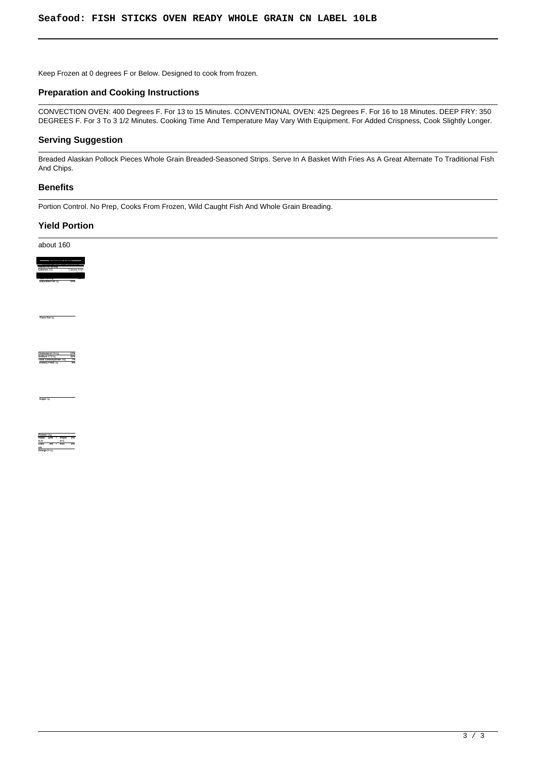Keep Frozen at 0 degrees F or Below. Designed to cook from frozen.

## Preparation and Cooking Instructions

CONVECTION OVEN: 400 Degrees F. For 13 to 15 Minutes. CONVENTIONAL OVEN: 425 Degrees F. For 16 to 18 Minutes. DEEP FRY: 350 DEGREES F. For 3 To 3 1/2 Minutes. Cooking Time And Temperature May Vary With Equipment. For Added Crispness, Cook Slightly Longer.

## Serving Suggestion

Breaded Alaskan Pollock Pieces Whole Grain Breaded-Seasoned Strips. Serve In A Basket With Fries As A Great Alternate To Traditional Fish And Chips.

## Benefits

Portion Control. No Prep, Cooks From Frozen, Wild Caught Fish And Whole Grain Breading.

## Yield Portion

about 160

**Nutrition Facts**

**Calories** 230 Calories from Fat

**Saturated Fat** 2g 10%

**Trans Fat** 0g

**Cholesterol** 50mg 17%

**Sodium** 470mg 20%

**Total Carbohydrate** 20g 7%

**Dietary Fiber** 2g 8%

**Sugar** 0g

**Protein** 14g

| | | | |
|---|---|---|---|
| Vitamin A | 10% | Vitamin C | 2% |
| Calcium | 2% | Iron | 2% |

**Omega 3** mg